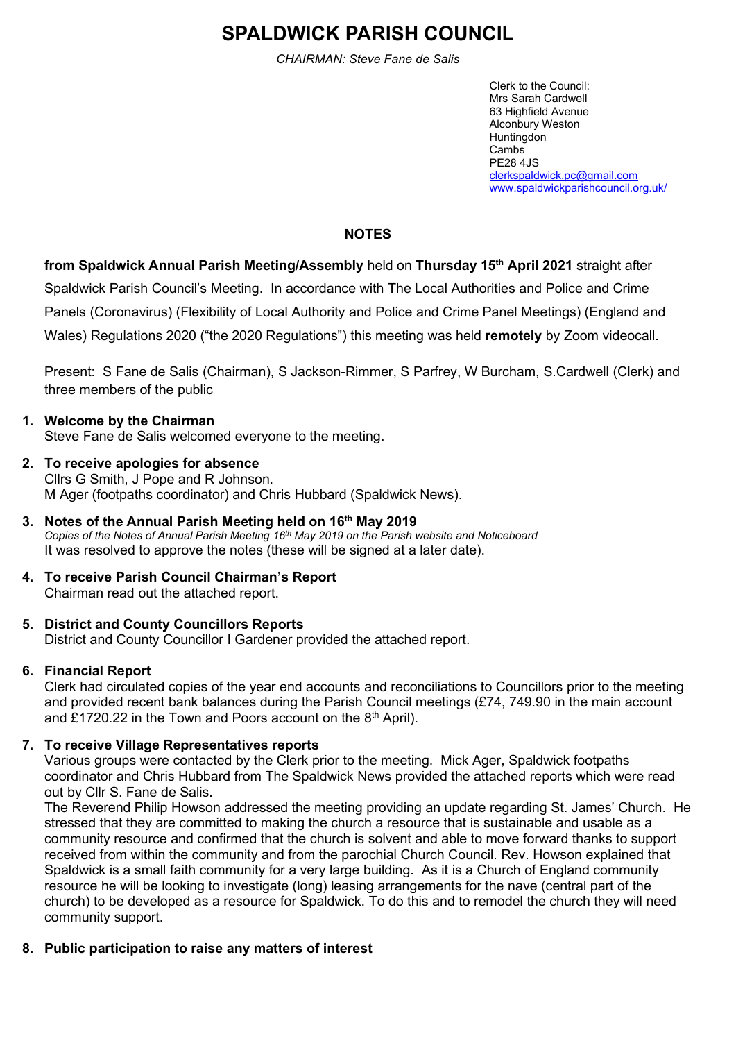# SPALDWICK PARISH COUNCIL

*CHAIRMAN: Steve Fane de Salis*

Clerk to the Council:
Mrs Sarah Cardwell
63 Highfield Avenue
Alconbury Weston
Huntingdon
Cambs
PE28 4JS
clerkspaldwick.pc@gmail.com
www.spaldwickparishcouncil.org.uk/

## NOTES

**from Spaldwick Annual Parish Meeting/Assembly** held on **Thursday 15th April 2021** straight after Spaldwick Parish Council's Meeting. In accordance with The Local Authorities and Police and Crime Panels (Coronavirus) (Flexibility of Local Authority and Police and Crime Panel Meetings) (England and Wales) Regulations 2020 ("the 2020 Regulations") this meeting was held **remotely** by Zoom videocall.

Present: S Fane de Salis (Chairman), S Jackson-Rimmer, S Parfrey, W Burcham, S.Cardwell (Clerk) and three members of the public

1. **Welcome by the Chairman**
   Steve Fane de Salis welcomed everyone to the meeting.

2. **To receive apologies for absence**
   Cllrs G Smith, J Pope and R Johnson.
   M Ager (footpaths coordinator) and Chris Hubbard (Spaldwick News).

3. **Notes of the Annual Parish Meeting held on 16th May 2019**
   *Copies of the Notes of Annual Parish Meeting 16th May 2019 on the Parish website and Noticeboard*
   It was resolved to approve the notes (these will be signed at a later date).

4. **To receive Parish Council Chairman's Report**
   Chairman read out the attached report.

5. **District and County Councillors Reports**
   District and County Councillor I Gardener provided the attached report.

6. **Financial Report**
   Clerk had circulated copies of the year end accounts and reconciliations to Councillors prior to the meeting and provided recent bank balances during the Parish Council meetings (£74, 749.90 in the main account and £1720.22 in the Town and Poors account on the 8th April).

7. **To receive Village Representatives reports**
   Various groups were contacted by the Clerk prior to the meeting. Mick Ager, Spaldwick footpaths coordinator and Chris Hubbard from The Spaldwick News provided the attached reports which were read out by Cllr S. Fane de Salis.
   The Reverend Philip Howson addressed the meeting providing an update regarding St. James' Church. He stressed that they are committed to making the church a resource that is sustainable and usable as a community resource and confirmed that the church is solvent and able to move forward thanks to support received from within the community and from the parochial Church Council. Rev. Howson explained that Spaldwick is a small faith community for a very large building. As it is a Church of England community resource he will be looking to investigate (long) leasing arrangements for the nave (central part of the church) to be developed as a resource for Spaldwick. To do this and to remodel the church they will need community support.

8. **Public participation to raise any matters of interest**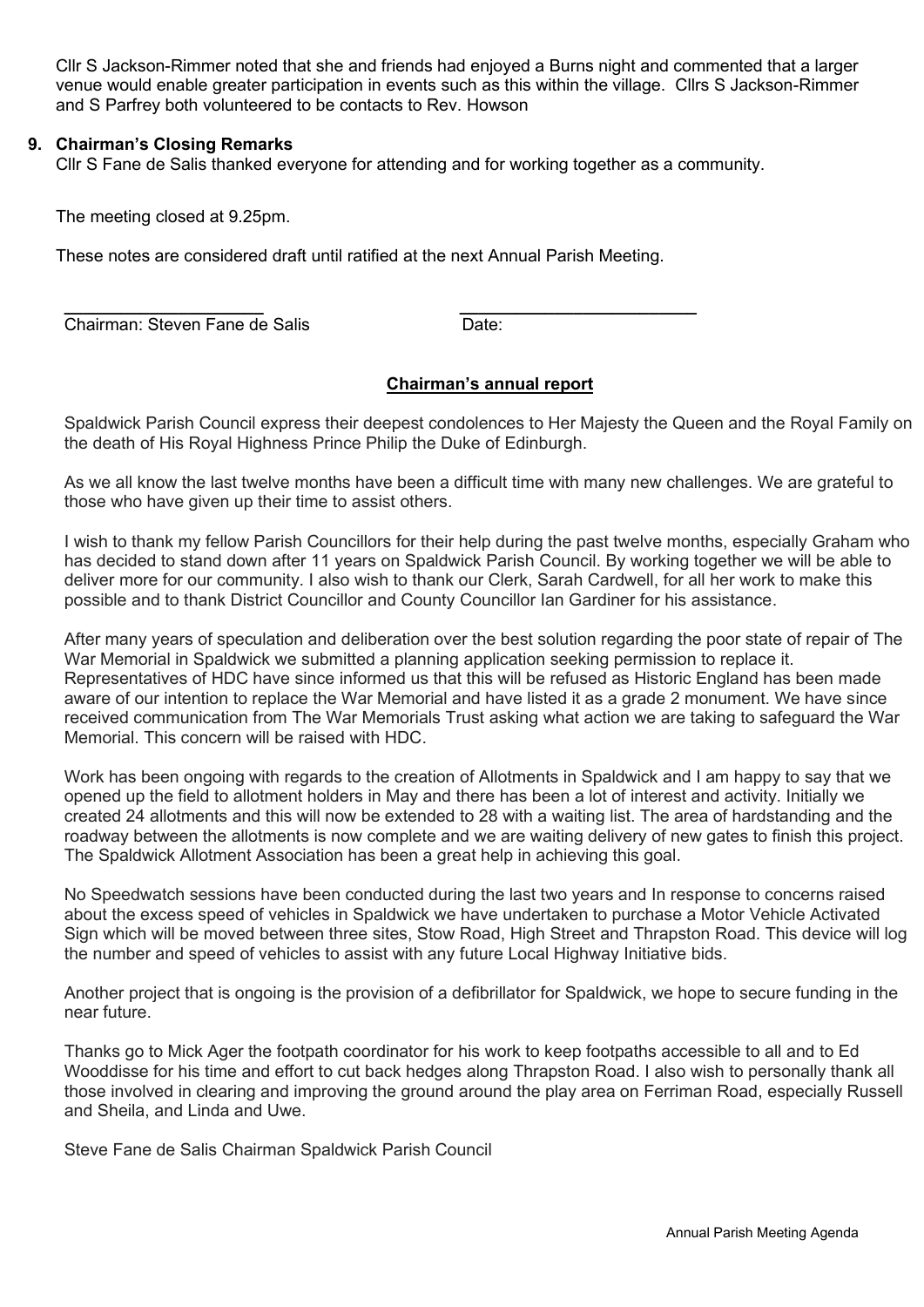Cllr S Jackson-Rimmer noted that she and friends had enjoyed a Burns night and commented that a larger venue would enable greater participation in events such as this within the village. Cllrs S Jackson-Rimmer and S Parfrey both volunteered to be contacts to Rev. Howson

**9. Chairman's Closing Remarks**

Cllr S Fane de Salis thanked everyone for attending and for working together as a community.

The meeting closed at 9.25pm.

These notes are considered draft until ratified at the next Annual Parish Meeting.

\_\_\_\_\_\_\_\_\_\_\_\_\_\_\_\_\_\_\_\_ \_\_\_\_\_\_\_\_\_\_\_\_\_\_\_\_\_\_\_\_\_\_\_\_

Chairman: Steven Fane de Salis Date:

## Chairman's annual report

Spaldwick Parish Council express their deepest condolences to Her Majesty the Queen and the Royal Family on the death of His Royal Highness Prince Philip the Duke of Edinburgh.

As we all know the last twelve months have been a difficult time with many new challenges. We are grateful to those who have given up their time to assist others.

I wish to thank my fellow Parish Councillors for their help during the past twelve months, especially Graham who has decided to stand down after 11 years on Spaldwick Parish Council. By working together we will be able to deliver more for our community. I also wish to thank our Clerk, Sarah Cardwell, for all her work to make this possible and to thank District Councillor and County Councillor Ian Gardiner for his assistance.

After many years of speculation and deliberation over the best solution regarding the poor state of repair of The War Memorial in Spaldwick we submitted a planning application seeking permission to replace it. Representatives of HDC have since informed us that this will be refused as Historic England has been made aware of our intention to replace the War Memorial and have listed it as a grade 2 monument. We have since received communication from The War Memorials Trust asking what action we are taking to safeguard the War Memorial. This concern will be raised with HDC.

Work has been ongoing with regards to the creation of Allotments in Spaldwick and I am happy to say that we opened up the field to allotment holders in May and there has been a lot of interest and activity. Initially we created 24 allotments and this will now be extended to 28 with a waiting list. The area of hardstanding and the roadway between the allotments is now complete and we are waiting delivery of new gates to finish this project. The Spaldwick Allotment Association has been a great help in achieving this goal.

No Speedwatch sessions have been conducted during the last two years and In response to concerns raised about the excess speed of vehicles in Spaldwick we have undertaken to purchase a Motor Vehicle Activated Sign which will be moved between three sites, Stow Road, High Street and Thrapston Road. This device will log the number and speed of vehicles to assist with any future Local Highway Initiative bids.

Another project that is ongoing is the provision of a defibrillator for Spaldwick, we hope to secure funding in the near future.

Thanks go to Mick Ager the footpath coordinator for his work to keep footpaths accessible to all and to Ed Wooddisse for his time and effort to cut back hedges along Thrapston Road. I also wish to personally thank all those involved in clearing and improving the ground around the play area on Ferriman Road, especially Russell and Sheila, and Linda and Uwe.

Steve Fane de Salis Chairman Spaldwick Parish Council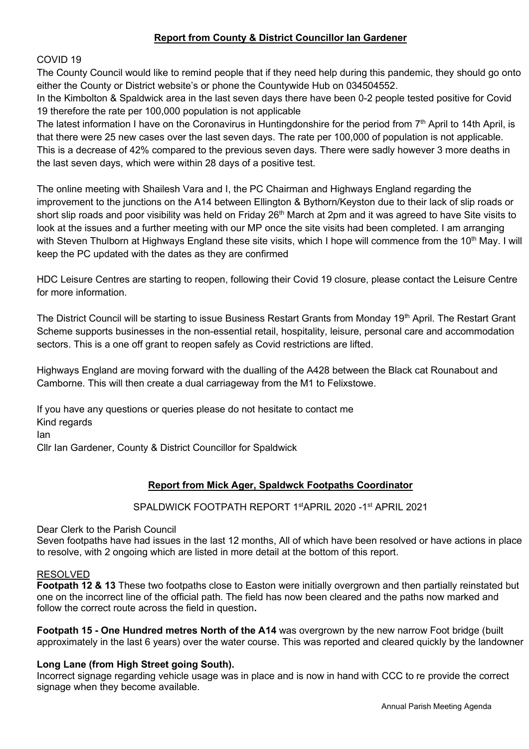## Report from County & District Councillor Ian Gardener

COVID 19

The County Council would like to remind people that if they need help during this pandemic, they should go onto either the County or District website's or phone the Countywide Hub on 034504552.

In the Kimbolton & Spaldwick area in the last seven days there have been 0-2 people tested positive for Covid 19 therefore the rate per 100,000 population is not applicable

The latest information I have on the Coronavirus in Huntingdonshire for the period from 7th April to 14th April, is that there were 25 new cases over the last seven days. The rate per 100,000 of population is not applicable. This is a decrease of 42% compared to the previous seven days. There were sadly however 3 more deaths in the last seven days, which were within 28 days of a positive test.

The online meeting with Shailesh Vara and I, the PC Chairman and Highways England regarding the improvement to the junctions on the A14 between Ellington & Bythorn/Keyston due to their lack of slip roads or short slip roads and poor visibility was held on Friday 26th March at 2pm and it was agreed to have Site visits to look at the issues and a further meeting with our MP once the site visits had been completed. I am arranging with Steven Thulborn at Highways England these site visits, which I hope will commence from the 10th May. I will keep the PC updated with the dates as they are confirmed

HDC Leisure Centres are starting to reopen, following their Covid 19 closure, please contact the Leisure Centre for more information.

The District Council will be starting to issue Business Restart Grants from Monday 19th April. The Restart Grant Scheme supports businesses in the non-essential retail, hospitality, leisure, personal care and accommodation sectors. This is a one off grant to reopen safely as Covid restrictions are lifted.

Highways England are moving forward with the dualling of the A428 between the Black cat Rounabout and Camborne. This will then create a dual carriageway from the M1 to Felixstowe.

If you have any questions or queries please do not hesitate to contact me
Kind regards
Ian
Cllr Ian Gardener, County & District Councillor for Spaldwick

## Report from Mick Ager, Spaldwck Footpaths Coordinator

SPALDWICK FOOTPATH REPORT 1stAPRIL 2020 -1st APRIL 2021

Dear Clerk to the Parish Council
Seven footpaths have had issues in the last 12 months, All of which have been resolved or have actions in place to resolve, with 2 ongoing which are listed in more detail at the bottom of this report.

RESOLVED

**Footpath 12 & 13** These two footpaths close to Easton were initially overgrown and then partially reinstated but one on the incorrect line of the official path. The field has now been cleared and the paths now marked and follow the correct route across the field in question**.**

**Footpath 15 - One Hundred metres North of the A14** was overgrown by the new narrow Foot bridge (built approximately in the last 6 years) over the water course. This was reported and cleared quickly by the landowner

**Long Lane (from High Street going South).**
Incorrect signage regarding vehicle usage was in place and is now in hand with CCC to re provide the correct signage when they become available.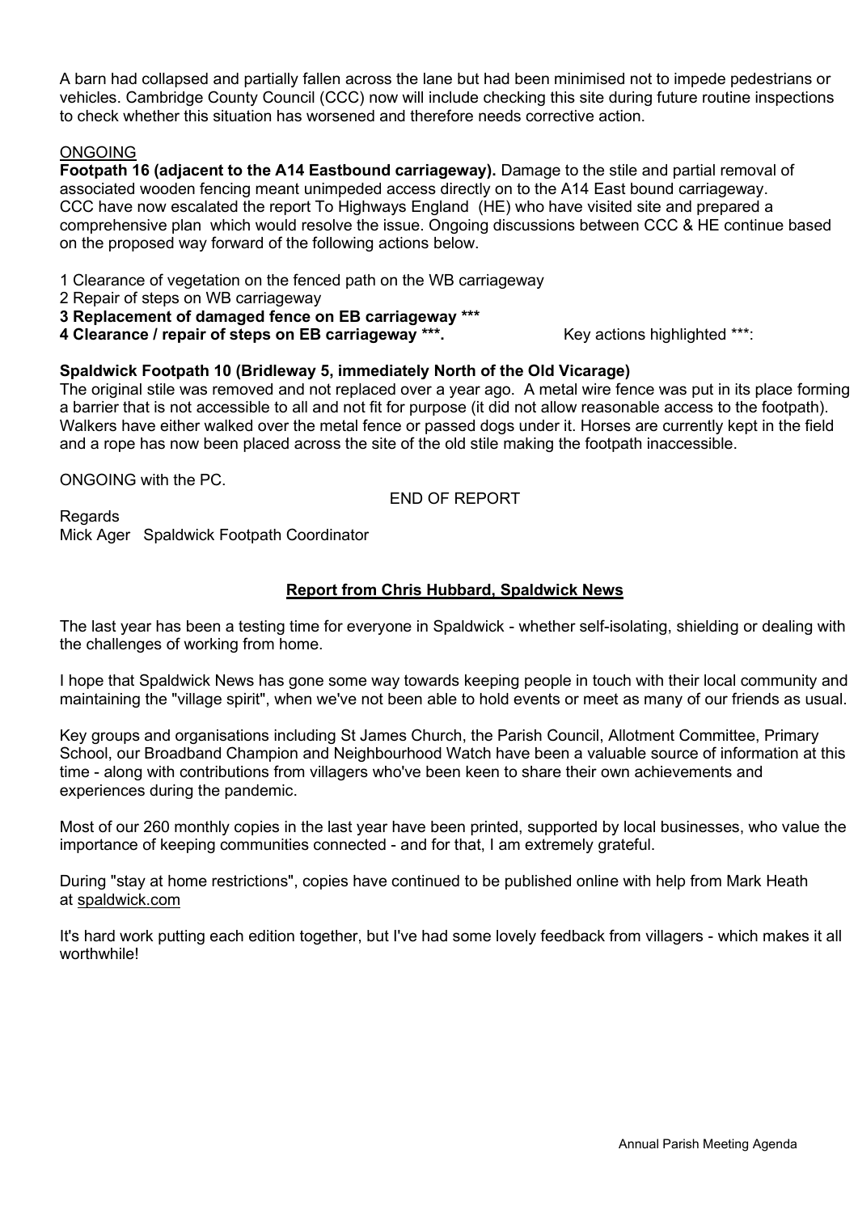A barn had collapsed and partially fallen across the lane but had been minimised not to impede pedestrians or vehicles. Cambridge County Council (CCC) now will include checking this site during future routine inspections to check whether this situation has worsened and therefore needs corrective action.

ONGOING

**Footpath 16 (adjacent to the A14 Eastbound carriageway).** Damage to the stile and partial removal of associated wooden fencing meant unimpeded access directly on to the A14 East bound carriageway. CCC have now escalated the report To Highways England (HE) who have visited site and prepared a comprehensive plan which would resolve the issue. Ongoing discussions between CCC & HE continue based on the proposed way forward of the following actions below.

1 Clearance of vegetation on the fenced path on the WB carriageway

2 Repair of steps on WB carriageway

**3 Replacement of damaged fence on EB carriageway *****

**4 Clearance / repair of steps on EB carriageway ***.** Key actions highlighted ***:

**Spaldwick Footpath 10 (Bridleway 5, immediately North of the Old Vicarage)**

The original stile was removed and not replaced over a year ago. A metal wire fence was put in its place forming a barrier that is not accessible to all and not fit for purpose (it did not allow reasonable access to the footpath). Walkers have either walked over the metal fence or passed dogs under it. Horses are currently kept in the field and a rope has now been placed across the site of the old stile making the footpath inaccessible.

ONGOING with the PC.

END OF REPORT

Regards

Mick Ager Spaldwick Footpath Coordinator

## Report from Chris Hubbard, Spaldwick News

The last year has been a testing time for everyone in Spaldwick - whether self-isolating, shielding or dealing with the challenges of working from home.

I hope that Spaldwick News has gone some way towards keeping people in touch with their local community and maintaining the "village spirit", when we've not been able to hold events or meet as many of our friends as usual.

Key groups and organisations including St James Church, the Parish Council, Allotment Committee, Primary School, our Broadband Champion and Neighbourhood Watch have been a valuable source of information at this time - along with contributions from villagers who've been keen to share their own achievements and experiences during the pandemic.

Most of our 260 monthly copies in the last year have been printed, supported by local businesses, who value the importance of keeping communities connected - and for that, I am extremely grateful.

During "stay at home restrictions", copies have continued to be published online with help from Mark Heath at spaldwick.com

It's hard work putting each edition together, but I've had some lovely feedback from villagers - which makes it all worthwhile!